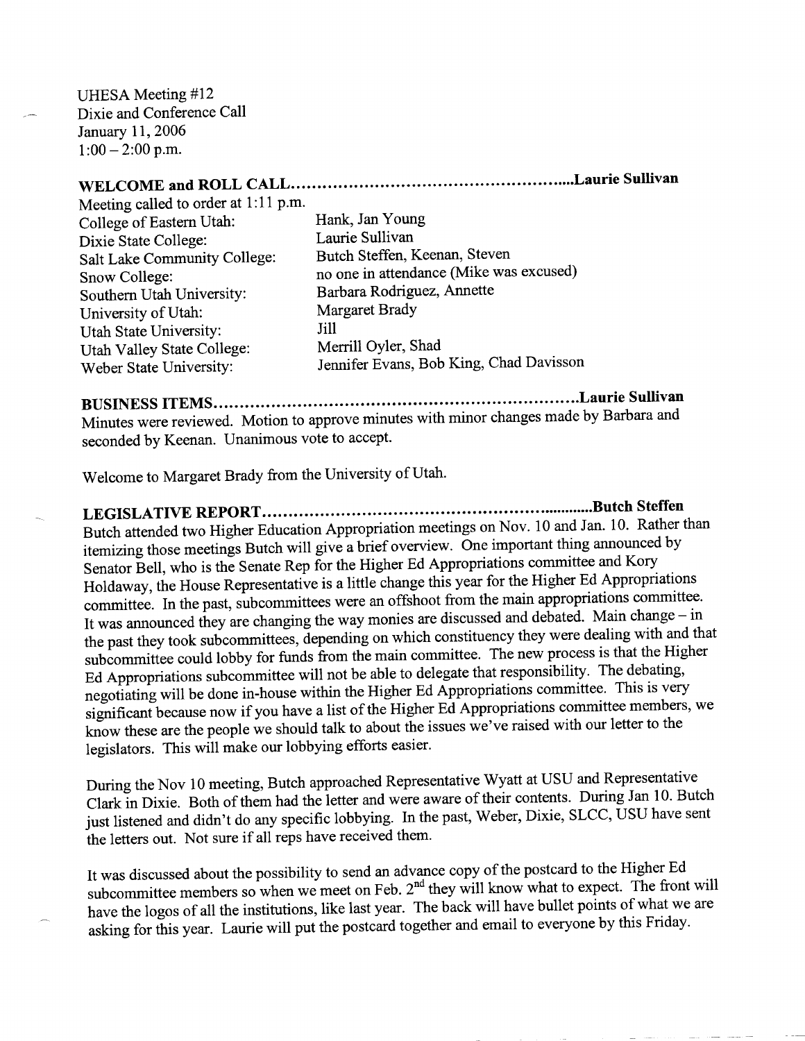UHESA Meeting #12
Dixie and Conference Call
January 11, 2006
1:00 – 2:00 p.m.

## WELCOME and ROLL CALL……………………………………………Laurie Sullivan

Meeting called to order at 1:11 p.m.

| | |
|---|---|
| College of Eastern Utah: | Hank, Jan Young |
| Dixie State College: | Laurie Sullivan |
| Salt Lake Community College: | Butch Steffen, Keenan, Steven |
| Snow College: | no one in attendance (Mike was excused) |
| Southern Utah University: | Barbara Rodriguez, Annette |
| University of Utah: | Margaret Brady |
| Utah State University: | Jill |
| Utah Valley State College: | Merrill Oyler, Shad |
| Weber State University: | Jennifer Evans, Bob King, Chad Davisson |

## BUSINESS ITEMS……………………………………………………Laurie Sullivan

Minutes were reviewed. Motion to approve minutes with minor changes made by Barbara and seconded by Keenan. Unanimous vote to accept.

Welcome to Margaret Brady from the University of Utah.

## LEGISLATIVE REPORT……………………………………………………Butch Steffen

Butch attended two Higher Education Appropriation meetings on Nov. 10 and Jan. 10. Rather than itemizing those meetings Butch will give a brief overview. One important thing announced by Senator Bell, who is the Senate Rep for the Higher Ed Appropriations committee and Kory Holdaway, the House Representative is a little change this year for the Higher Ed Appropriations committee. In the past, subcommittees were an offshoot from the main appropriations committee. It was announced they are changing the way monies are discussed and debated. Main change – in the past they took subcommittees, depending on which constituency they were dealing with and that subcommittee could lobby for funds from the main committee. The new process is that the Higher Ed Appropriations subcommittee will not be able to delegate that responsibility. The debating, negotiating will be done in-house within the Higher Ed Appropriations committee. This is very significant because now if you have a list of the Higher Ed Appropriations committee members, we know these are the people we should talk to about the issues we've raised with our letter to the legislators. This will make our lobbying efforts easier.

During the Nov 10 meeting, Butch approached Representative Wyatt at USU and Representative Clark in Dixie. Both of them had the letter and were aware of their contents. During Jan 10. Butch just listened and didn't do any specific lobbying. In the past, Weber, Dixie, SLCC, USU have sent the letters out. Not sure if all reps have received them.

It was discussed about the possibility to send an advance copy of the postcard to the Higher Ed subcommittee members so when we meet on Feb. 2nd they will know what to expect. The front will have the logos of all the institutions, like last year. The back will have bullet points of what we are asking for this year. Laurie will put the postcard together and email to everyone by this Friday.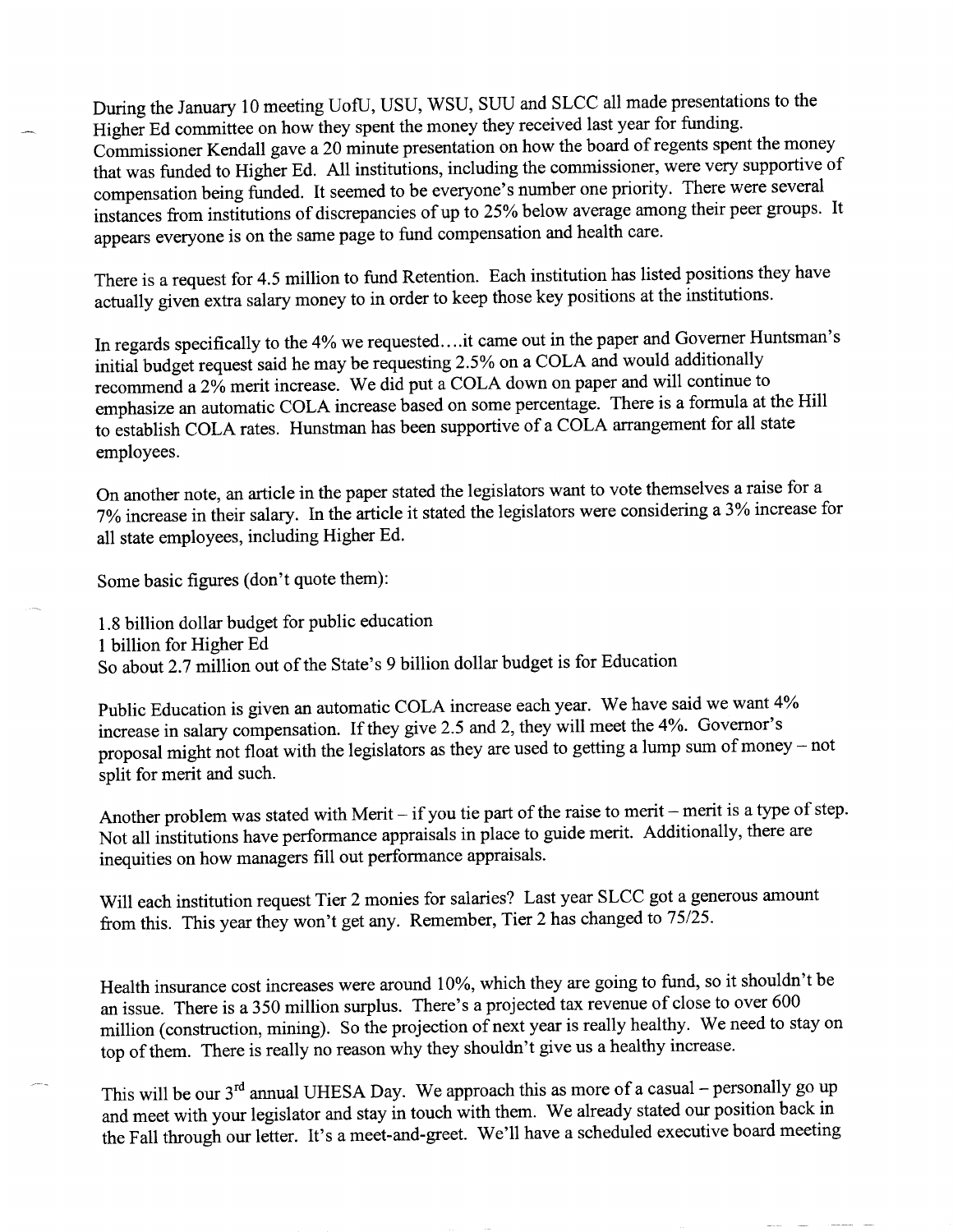During the January 10 meeting UofU, USU, WSU, SUU and SLCC all made presentations to the Higher Ed committee on how they spent the money they received last year for funding. Commissioner Kendall gave a 20 minute presentation on how the board of regents spent the money that was funded to Higher Ed. All institutions, including the commissioner, were very supportive of compensation being funded. It seemed to be everyone's number one priority. There were several instances from institutions of discrepancies of up to 25% below average among their peer groups. It appears everyone is on the same page to fund compensation and health care.

There is a request for 4.5 million to fund Retention. Each institution has listed positions they have actually given extra salary money to in order to keep those key positions at the institutions.

In regards specifically to the 4% we requested….it came out in the paper and Governer Huntsman's initial budget request said he may be requesting 2.5% on a COLA and would additionally recommend a 2% merit increase. We did put a COLA down on paper and will continue to emphasize an automatic COLA increase based on some percentage. There is a formula at the Hill to establish COLA rates. Hunstman has been supportive of a COLA arrangement for all state employees.

On another note, an article in the paper stated the legislators want to vote themselves a raise for a 7% increase in their salary. In the article it stated the legislators were considering a 3% increase for all state employees, including Higher Ed.

Some basic figures (don't quote them):

1.8 billion dollar budget for public education
1 billion for Higher Ed
So about 2.7 million out of the State's 9 billion dollar budget is for Education

Public Education is given an automatic COLA increase each year. We have said we want 4% increase in salary compensation. If they give 2.5 and 2, they will meet the 4%. Governor's proposal might not float with the legislators as they are used to getting a lump sum of money – not split for merit and such.

Another problem was stated with Merit – if you tie part of the raise to merit – merit is a type of step. Not all institutions have performance appraisals in place to guide merit. Additionally, there are inequities on how managers fill out performance appraisals.

Will each institution request Tier 2 monies for salaries? Last year SLCC got a generous amount from this. This year they won't get any. Remember, Tier 2 has changed to 75/25.

Health insurance cost increases were around 10%, which they are going to fund, so it shouldn't be an issue. There is a 350 million surplus. There's a projected tax revenue of close to over 600 million (construction, mining). So the projection of next year is really healthy. We need to stay on top of them. There is really no reason why they shouldn't give us a healthy increase.

This will be our 3rd annual UHESA Day. We approach this as more of a casual – personally go up and meet with your legislator and stay in touch with them. We already stated our position back in the Fall through our letter. It's a meet-and-greet. We'll have a scheduled executive board meeting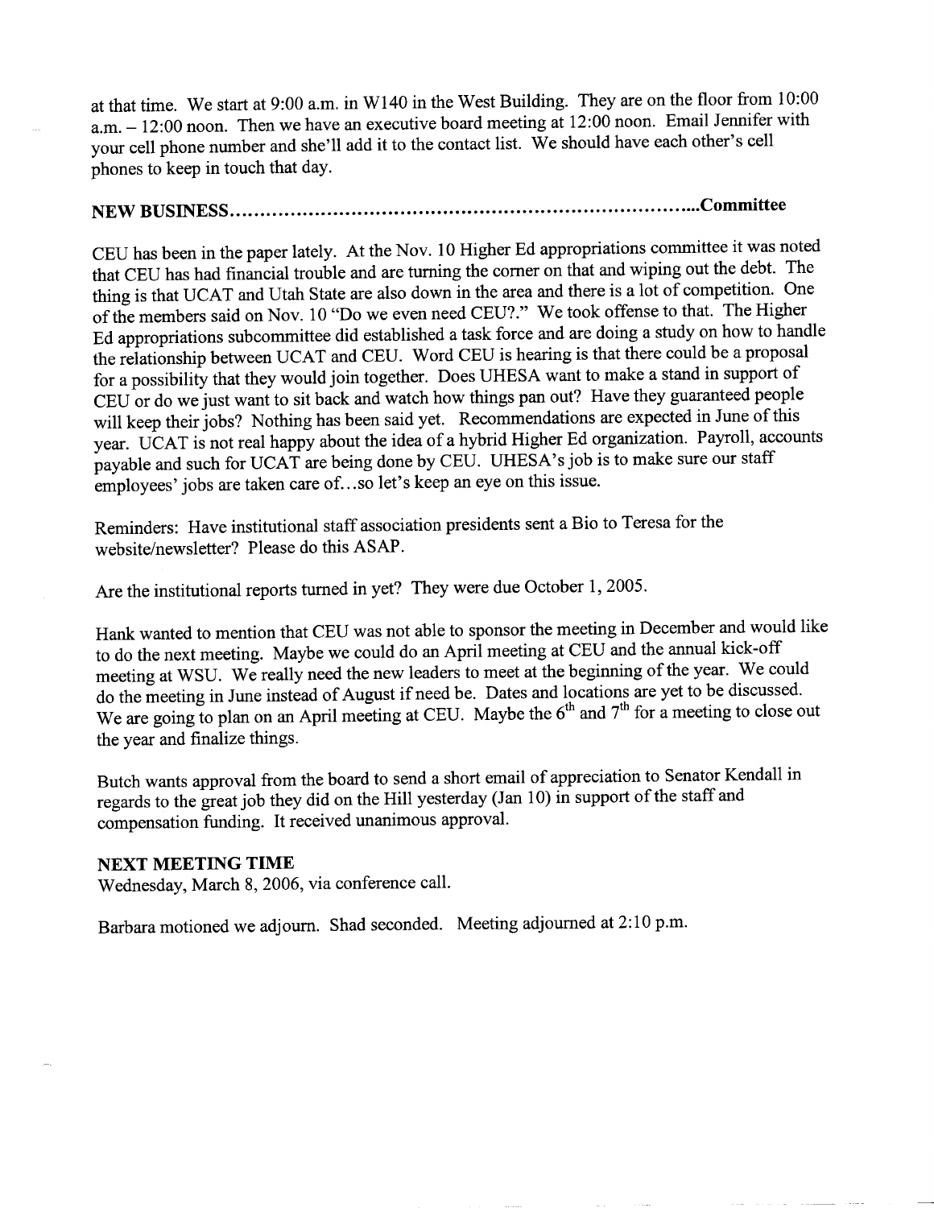at that time. We start at 9:00 a.m. in W140 in the West Building. They are on the floor from 10:00 a.m. – 12:00 noon. Then we have an executive board meeting at 12:00 noon. Email Jennifer with your cell phone number and she'll add it to the contact list. We should have each other's cell phones to keep in touch that day.

## NEW BUSINESS..........................................................................Committee

CEU has been in the paper lately. At the Nov. 10 Higher Ed appropriations committee it was noted that CEU has had financial trouble and are turning the corner on that and wiping out the debt. The thing is that UCAT and Utah State are also down in the area and there is a lot of competition. One of the members said on Nov. 10 "Do we even need CEU?." We took offense to that. The Higher Ed appropriations subcommittee did established a task force and are doing a study on how to handle the relationship between UCAT and CEU. Word CEU is hearing is that there could be a proposal for a possibility that they would join together. Does UHESA want to make a stand in support of CEU or do we just want to sit back and watch how things pan out? Have they guaranteed people will keep their jobs? Nothing has been said yet. Recommendations are expected in June of this year. UCAT is not real happy about the idea of a hybrid Higher Ed organization. Payroll, accounts payable and such for UCAT are being done by CEU. UHESA's job is to make sure our staff employees' jobs are taken care of...so let's keep an eye on this issue.

Reminders: Have institutional staff association presidents sent a Bio to Teresa for the website/newsletter? Please do this ASAP.

Are the institutional reports turned in yet? They were due October 1, 2005.

Hank wanted to mention that CEU was not able to sponsor the meeting in December and would like to do the next meeting. Maybe we could do an April meeting at CEU and the annual kick-off meeting at WSU. We really need the new leaders to meet at the beginning of the year. We could do the meeting in June instead of August if need be. Dates and locations are yet to be discussed. We are going to plan on an April meeting at CEU. Maybe the 6th and 7th for a meeting to close out the year and finalize things.

Butch wants approval from the board to send a short email of appreciation to Senator Kendall in regards to the great job they did on the Hill yesterday (Jan 10) in support of the staff and compensation funding. It received unanimous approval.

**NEXT MEETING TIME**

Wednesday, March 8, 2006, via conference call.

Barbara motioned we adjourn. Shad seconded. Meeting adjourned at 2:10 p.m.